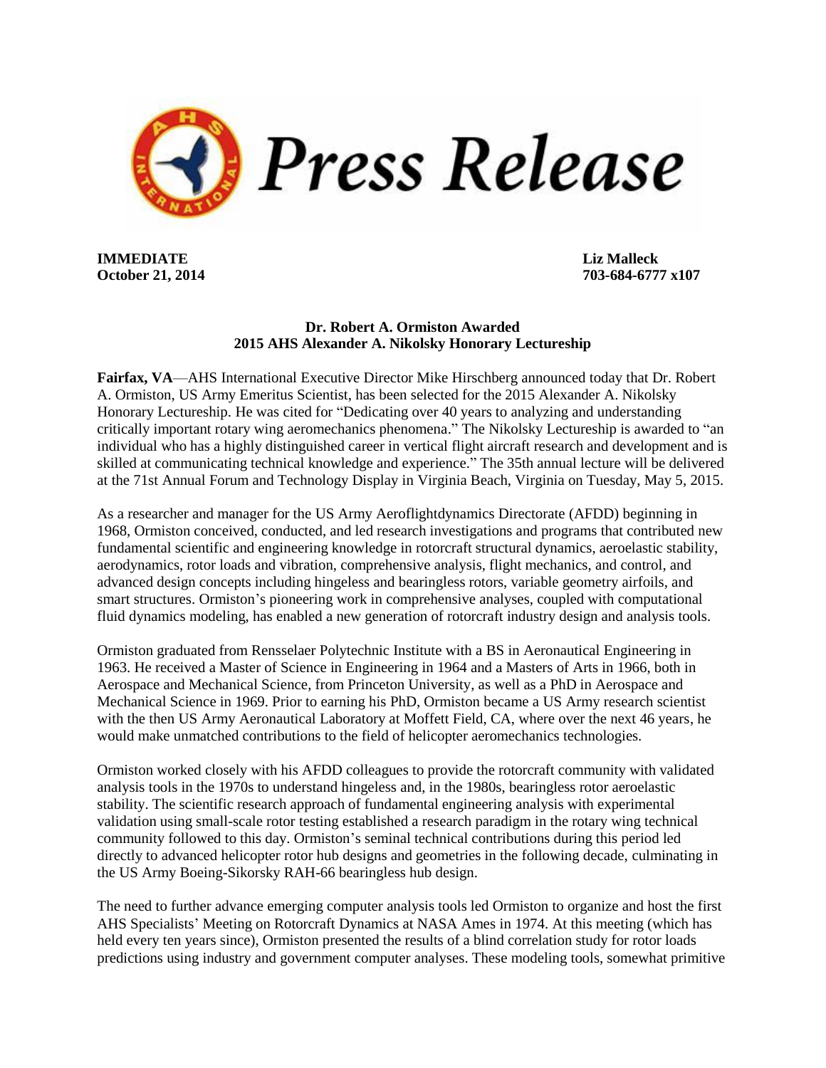# Press Release

**IMMEDIATE**
**October 21, 2014**

**Liz Malleck**
**703-684-6777 x107**

**Dr. Robert A. Ormiston Awarded**
**2015 AHS Alexander A. Nikolsky Honorary Lectureship**

**Fairfax, VA**—AHS International Executive Director Mike Hirschberg announced today that Dr. Robert A. Ormiston, US Army Emeritus Scientist, has been selected for the 2015 Alexander A. Nikolsky Honorary Lectureship. He was cited for "Dedicating over 40 years to analyzing and understanding critically important rotary wing aeromechanics phenomena." The Nikolsky Lectureship is awarded to "an individual who has a highly distinguished career in vertical flight aircraft research and development and is skilled at communicating technical knowledge and experience." The 35th annual lecture will be delivered at the 71st Annual Forum and Technology Display in Virginia Beach, Virginia on Tuesday, May 5, 2015.

As a researcher and manager for the US Army Aeroflightdynamics Directorate (AFDD) beginning in 1968, Ormiston conceived, conducted, and led research investigations and programs that contributed new fundamental scientific and engineering knowledge in rotorcraft structural dynamics, aeroelastic stability, aerodynamics, rotor loads and vibration, comprehensive analysis, flight mechanics, and control, and advanced design concepts including hingeless and bearingless rotors, variable geometry airfoils, and smart structures. Ormiston's pioneering work in comprehensive analyses, coupled with computational fluid dynamics modeling, has enabled a new generation of rotorcraft industry design and analysis tools.

Ormiston graduated from Rensselaer Polytechnic Institute with a BS in Aeronautical Engineering in 1963. He received a Master of Science in Engineering in 1964 and a Masters of Arts in 1966, both in Aerospace and Mechanical Science, from Princeton University, as well as a PhD in Aerospace and Mechanical Science in 1969. Prior to earning his PhD, Ormiston became a US Army research scientist with the then US Army Aeronautical Laboratory at Moffett Field, CA, where over the next 46 years, he would make unmatched contributions to the field of helicopter aeromechanics technologies.

Ormiston worked closely with his AFDD colleagues to provide the rotorcraft community with validated analysis tools in the 1970s to understand hingeless and, in the 1980s, bearingless rotor aeroelastic stability. The scientific research approach of fundamental engineering analysis with experimental validation using small-scale rotor testing established a research paradigm in the rotary wing technical community followed to this day. Ormiston's seminal technical contributions during this period led directly to advanced helicopter rotor hub designs and geometries in the following decade, culminating in the US Army Boeing-Sikorsky RAH-66 bearingless hub design.

The need to further advance emerging computer analysis tools led Ormiston to organize and host the first AHS Specialists' Meeting on Rotorcraft Dynamics at NASA Ames in 1974. At this meeting (which has held every ten years since), Ormiston presented the results of a blind correlation study for rotor loads predictions using industry and government computer analyses. These modeling tools, somewhat primitive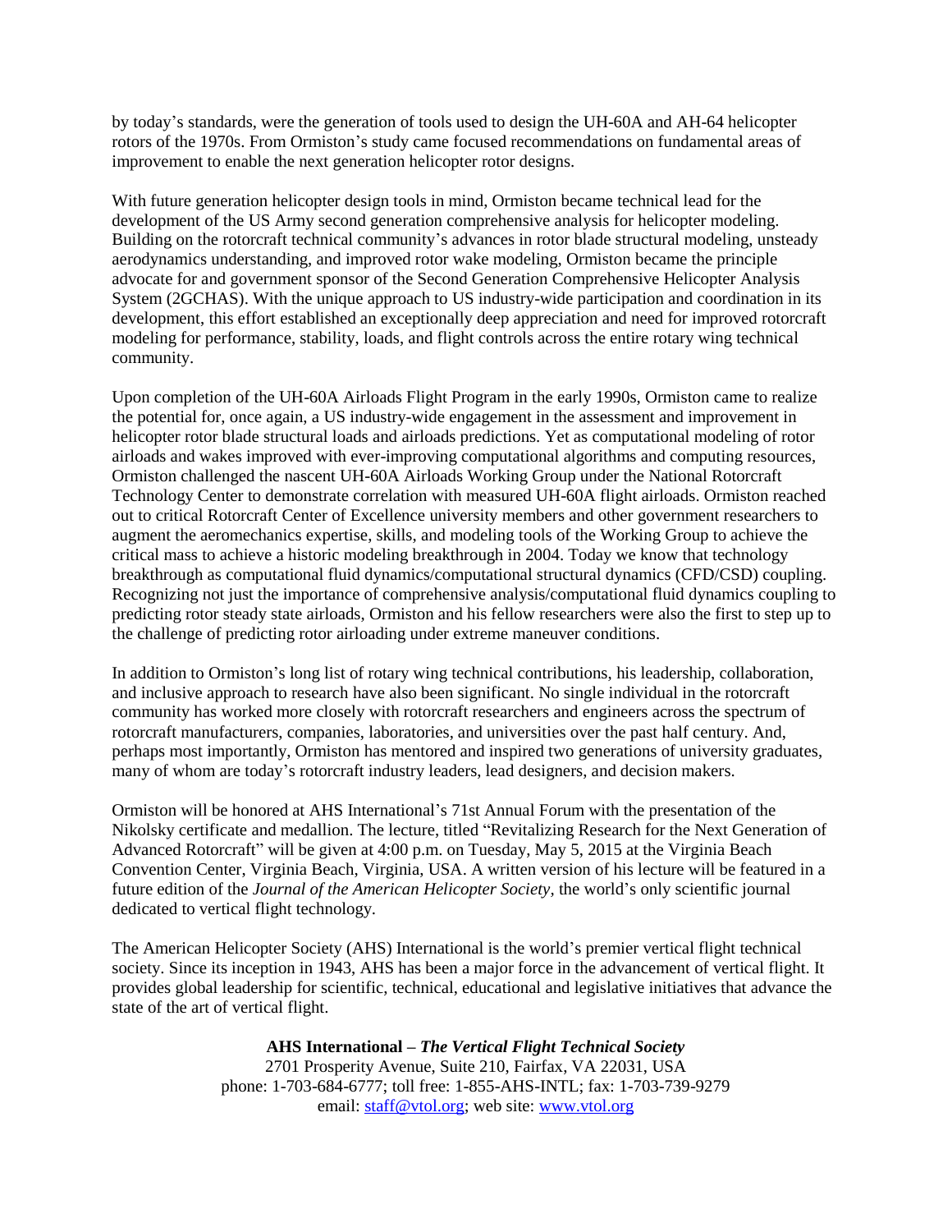by today's standards, were the generation of tools used to design the UH-60A and AH-64 helicopter rotors of the 1970s. From Ormiston's study came focused recommendations on fundamental areas of improvement to enable the next generation helicopter rotor designs.

With future generation helicopter design tools in mind, Ormiston became technical lead for the development of the US Army second generation comprehensive analysis for helicopter modeling. Building on the rotorcraft technical community's advances in rotor blade structural modeling, unsteady aerodynamics understanding, and improved rotor wake modeling, Ormiston became the principle advocate for and government sponsor of the Second Generation Comprehensive Helicopter Analysis System (2GCHAS). With the unique approach to US industry-wide participation and coordination in its development, this effort established an exceptionally deep appreciation and need for improved rotorcraft modeling for performance, stability, loads, and flight controls across the entire rotary wing technical community.

Upon completion of the UH-60A Airloads Flight Program in the early 1990s, Ormiston came to realize the potential for, once again, a US industry-wide engagement in the assessment and improvement in helicopter rotor blade structural loads and airloads predictions. Yet as computational modeling of rotor airloads and wakes improved with ever-improving computational algorithms and computing resources, Ormiston challenged the nascent UH-60A Airloads Working Group under the National Rotorcraft Technology Center to demonstrate correlation with measured UH-60A flight airloads. Ormiston reached out to critical Rotorcraft Center of Excellence university members and other government researchers to augment the aeromechanics expertise, skills, and modeling tools of the Working Group to achieve the critical mass to achieve a historic modeling breakthrough in 2004. Today we know that technology breakthrough as computational fluid dynamics/computational structural dynamics (CFD/CSD) coupling. Recognizing not just the importance of comprehensive analysis/computational fluid dynamics coupling to predicting rotor steady state airloads, Ormiston and his fellow researchers were also the first to step up to the challenge of predicting rotor airloading under extreme maneuver conditions.

In addition to Ormiston's long list of rotary wing technical contributions, his leadership, collaboration, and inclusive approach to research have also been significant. No single individual in the rotorcraft community has worked more closely with rotorcraft researchers and engineers across the spectrum of rotorcraft manufacturers, companies, laboratories, and universities over the past half century. And, perhaps most importantly, Ormiston has mentored and inspired two generations of university graduates, many of whom are today's rotorcraft industry leaders, lead designers, and decision makers.

Ormiston will be honored at AHS International's 71st Annual Forum with the presentation of the Nikolsky certificate and medallion. The lecture, titled "Revitalizing Research for the Next Generation of Advanced Rotorcraft" will be given at 4:00 p.m. on Tuesday, May 5, 2015 at the Virginia Beach Convention Center, Virginia Beach, Virginia, USA. A written version of his lecture will be featured in a future edition of the *Journal of the American Helicopter Society*, the world's only scientific journal dedicated to vertical flight technology.

The American Helicopter Society (AHS) International is the world's premier vertical flight technical society. Since its inception in 1943, AHS has been a major force in the advancement of vertical flight. It provides global leadership for scientific, technical, educational and legislative initiatives that advance the state of the art of vertical flight.

**AHS International – *The Vertical Flight Technical Society***
2701 Prosperity Avenue, Suite 210, Fairfax, VA 22031, USA
phone: 1-703-684-6777; toll free: 1-855-AHS-INTL; fax: 1-703-739-9279
email: staff@vtol.org; web site: www.vtol.org